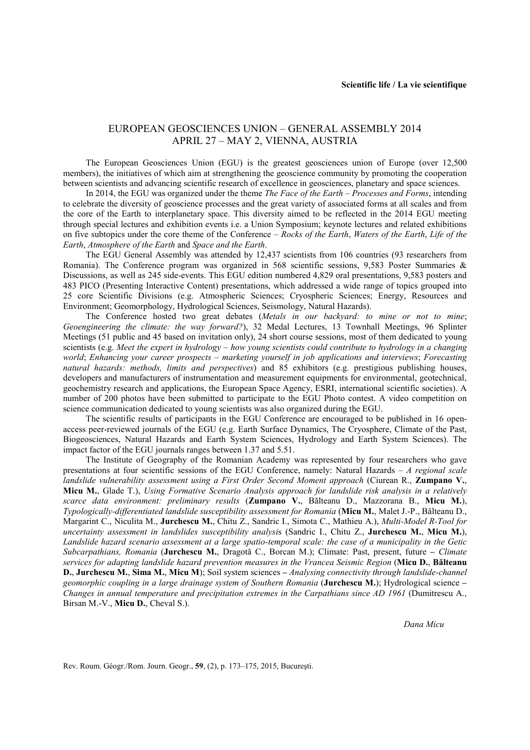**Scientific life / La vie scientifique**

# EUROPEAN GEOSCIENCES UNION – GENERAL ASSEMBLY 2014
## APRIL 27 – MAY 2, VIENNA, AUSTRIA

The European Geosciences Union (EGU) is the greatest geosciences union of Europe (over 12,500 members), the initiatives of which aim at strengthening the geoscience community by promoting the cooperation between scientists and advancing scientific research of excellence in geosciences, planetary and space sciences.

In 2014, the EGU was organized under the theme *The Face of the Earth – Processes and Forms*, intending to celebrate the diversity of geoscience processes and the great variety of associated forms at all scales and from the core of the Earth to interplanetary space. This diversity aimed to be reflected in the 2014 EGU meeting through special lectures and exhibition events i.e. a Union Symposium; keynote lectures and related exhibitions on five subtopics under the core theme of the Conference – *Rocks of the Earth*, *Waters of the Earth*, *Life of the Earth*, *Atmosphere of the Earth* and *Space and the Earth*.

The EGU General Assembly was attended by 12,437 scientists from 106 countries (93 researchers from Romania). The Conference program was organized in 568 scientific sessions, 9,583 Poster Summaries & Discussions, as well as 245 side-events. This EGU edition numbered 4,829 oral presentations, 9,583 posters and 483 PICO (Presenting Interactive Content) presentations, which addressed a wide range of topics grouped into 25 core Scientific Divisions (e.g. Atmospheric Sciences; Cryospheric Sciences; Energy, Resources and Environment; Geomorphology, Hydrological Sciences, Seismology, Natural Hazards).

The Conference hosted two great debates (*Metals in our backyard: to mine or not to mine*; *Geoengineering the climate: the way forward?*), 32 Medal Lectures, 13 Townhall Meetings, 96 Splinter Meetings (51 public and 45 based on invitation only), 24 short course sessions, most of them dedicated to young scientists (e.g. *Meet the expert in hydrology – how young scientists could contribute to hydrology in a changing world*; *Enhancing your career prospects – marketing yourself in job applications and interviews*; *Forecasting natural hazards: methods, limits and perspectives*) and 85 exhibitors (e.g. prestigious publishing houses, developers and manufacturers of instrumentation and measurement equipments for environmental, geotechnical, geochemistry research and applications, the European Space Agency, ESRI, international scientific societies). A number of 200 photos have been submitted to participate to the EGU Photo contest. A video competition on science communication dedicated to young scientists was also organized during the EGU.

The scientific results of participants in the EGU Conference are encouraged to be published in 16 open-access peer-reviewed journals of the EGU (e.g. Earth Surface Dynamics, The Cryosphere, Climate of the Past, Biogeosciences, Natural Hazards and Earth System Sciences, Hydrology and Earth System Sciences). The impact factor of the EGU journals ranges between 1.37 and 5.51.

The Institute of Geography of the Romanian Academy was represented by four researchers who gave presentations at four scientific sessions of the EGU Conference, namely: Natural Hazards – *A regional scale landslide vulnerability assessment using a First Order Second Moment approach* (Ciurean R., **Zumpano V.**, **Micu M.**, Glade T.), *Using Formative Scenario Analysis approach for landslide risk analysis in a relatively scarce data environment: preliminary results* (**Zumpano V.**, Bălteanu D., Mazzorana B., **Micu M.**), *Typologically-differentiated landslide susceptibility assessment for Romania* (**Micu M.**, Malet J.-P., Bălteanu D., Margarint C., Niculita M., **Jurchescu M.**, Chitu Z., Sandric I., Simota C., Mathieu A.), *Multi-Model R-Tool for uncertainty assessment in landslides susceptibility analysis* (Sandric I., Chitu Z., **Jurchescu M.**, **Micu M.**), *Landslide hazard scenario assessment at a large spatio-temporal scale: the case of a municipality in the Getic Subcarpathians, Romania* (**Jurchescu M.**, Dragotă C., Borcan M.); Climate: Past, present, future **–** *Climate services for adapting landslide hazard prevention measures in the Vrancea Seismic Region* (**Micu D.**, **Bălteanu D.**, **Jurchescu M.**, **Sima M.**, **Micu M**); Soil system sciences **–** *Analysing connectivity through landslide-channel geomorphic coupling in a large drainage system of Southern Romania* (**Jurchescu M.**); Hydrological science **–** *Changes in annual temperature and precipitation extremes in the Carpathians since AD 1961* (Dumitrescu A., Birsan M.-V., **Micu D.**, Cheval S.).

*Dana Micu*

Rev. Roum. Géogr./Rom. Journ. Geogr., **59**, (2), p. 173–175, 2015, Bucureşti.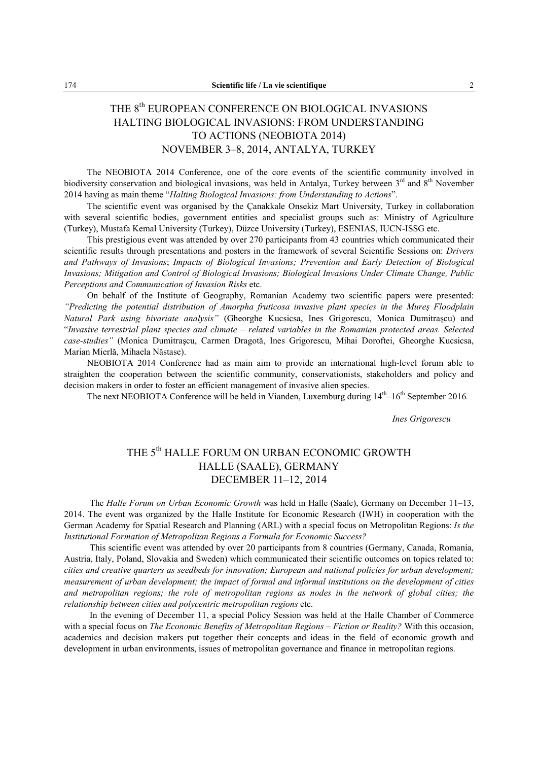## THE 8th EUROPEAN CONFERENCE ON BIOLOGICAL INVASIONS HALTING BIOLOGICAL INVASIONS: FROM UNDERSTANDING TO ACTIONS (NEOBIOTA 2014) NOVEMBER 3–8, 2014, ANTALYA, TURKEY

The NEOBIOTA 2014 Conference, one of the core events of the scientific community involved in biodiversity conservation and biological invasions, was held in Antalya, Turkey between 3rd and 8th November 2014 having as main theme "*Halting Biological Invasions: from Understanding to Actions*".

The scientific event was organised by the Çanakkale Onsekiz Mart University, Turkey in collaboration with several scientific bodies, government entities and specialist groups such as: Ministry of Agriculture (Turkey), Mustafa Kemal University (Turkey), Düzce University (Turkey), ESENIAS, IUCN-ISSG etc.

This prestigious event was attended by over 270 participants from 43 countries which communicated their scientific results through presentations and posters in the framework of several Scientific Sessions on: *Drivers and Pathways of Invasions*; *Impacts of Biological Invasions; Prevention and Early Detection of Biological Invasions; Mitigation and Control of Biological Invasions; Biological Invasions Under Climate Change, Public Perceptions and Communication of Invasion Risks* etc.

On behalf of the Institute of Geography, Romanian Academy two scientific papers were presented: *"Predicting the potential distribution of Amorpha fruticosa invasive plant species in the Mureş Floodplain Natural Park using bivariate analysis"* (Gheorghe Kucsicsa, Ines Grigorescu, Monica Dumitraşcu) and "*Invasive terrestrial plant species and climate – related variables in the Romanian protected areas. Selected case-studies"* (Monica Dumitraşcu, Carmen Dragotă, Ines Grigorescu, Mihai Doroftei, Gheorghe Kucsicsa, Marian Mierlă, Mihaela Năstase).

NEOBIOTA 2014 Conference had as main aim to provide an international high-level forum able to straighten the cooperation between the scientific community, conservationists, stakeholders and policy and decision makers in order to foster an efficient management of invasive alien species.

The next NEOBIOTA Conference will be held in Vianden, Luxemburg during 14th–16th September 2016.

*Ines Grigorescu*

## THE 5th HALLE FORUM ON URBAN ECONOMIC GROWTH HALLE (SAALE), GERMANY DECEMBER 11–12, 2014

The *Halle Forum on Urban Economic Growth* was held in Halle (Saale), Germany on December 11–13, 2014. The event was organized by the Halle Institute for Economic Research (IWH) in cooperation with the German Academy for Spatial Research and Planning (ARL) with a special focus on Metropolitan Regions: *Is the Institutional Formation of Metropolitan Regions a Formula for Economic Success?*

This scientific event was attended by over 20 participants from 8 countries (Germany, Canada, Romania, Austria, Italy, Poland, Slovakia and Sweden) which communicated their scientific outcomes on topics related to: *cities and creative quarters as seedbeds for innovation; European and national policies for urban development; measurement of urban development; the impact of formal and informal institutions on the development of cities and metropolitan regions; the role of metropolitan regions as nodes in the network of global cities; the relationship between cities and polycentric metropolitan regions* etc.

In the evening of December 11, a special Policy Session was held at the Halle Chamber of Commerce with a special focus on *The Economic Benefits of Metropolitan Regions – Fiction or Reality?* With this occasion, academics and decision makers put together their concepts and ideas in the field of economic growth and development in urban environments, issues of metropolitan governance and finance in metropolitan regions.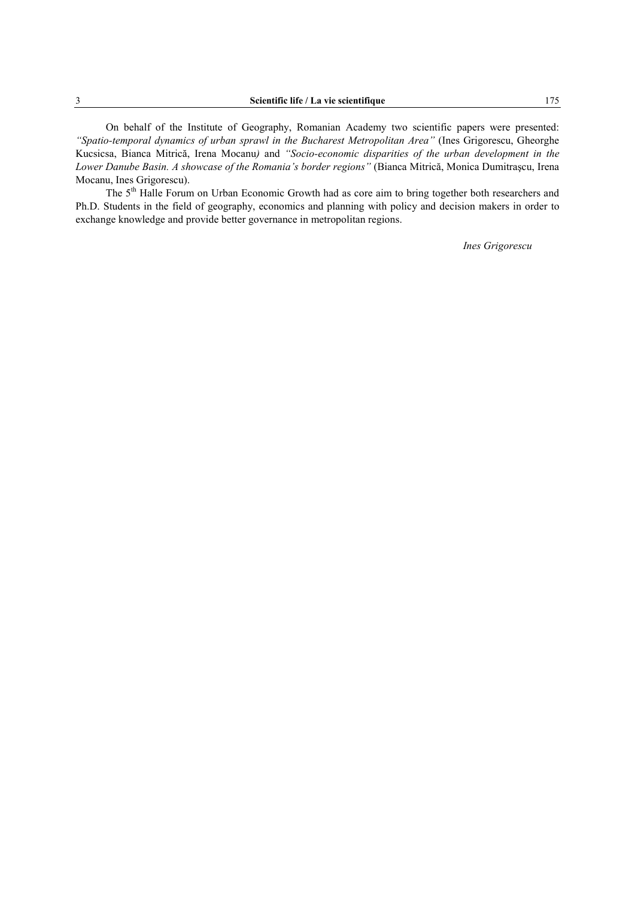On behalf of the Institute of Geography, Romanian Academy two scientific papers were presented: *"Spatio-temporal dynamics of urban sprawl in the Bucharest Metropolitan Area"* (Ines Grigorescu, Gheorghe Kucsicsa, Bianca Mitrică, Irena Mocanu*)* and *"Socio-economic disparities of the urban development in the Lower Danube Basin. A showcase of the Romania's border regions"* (Bianca Mitrică, Monica Dumitraşcu, Irena Mocanu, Ines Grigorescu).

The 5$^{th}$ Halle Forum on Urban Economic Growth had as core aim to bring together both researchers and Ph.D. Students in the field of geography, economics and planning with policy and decision makers in order to exchange knowledge and provide better governance in metropolitan regions.

*Ines Grigorescu*